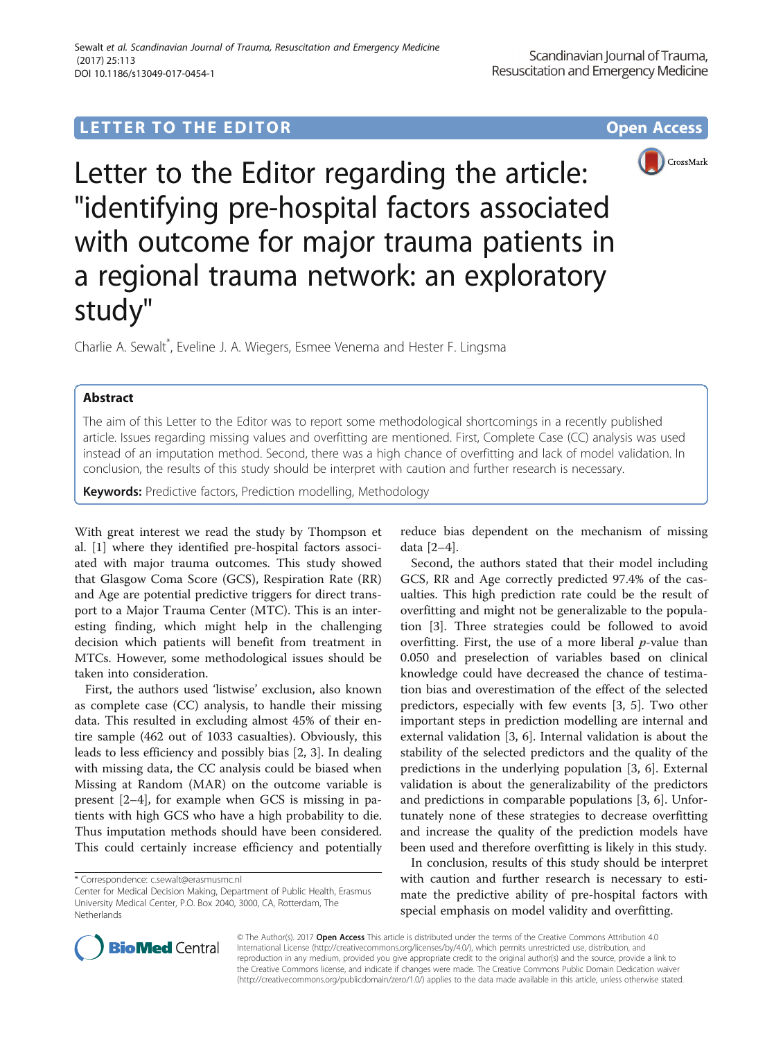LETTER TO THE EDITOR

# Letter to the Editor regarding the article: "identifying pre-hospital factors associated with outcome for major trauma patients in a regional trauma network: an exploratory study"

Charlie A. Sewalt*, Eveline J. A. Wiegers, Esmee Venema and Hester F. Lingsma

## Abstract

The aim of this Letter to the Editor was to report some methodological shortcomings in a recently published article. Issues regarding missing values and overfitting are mentioned. First, Complete Case (CC) analysis was used instead of an imputation method. Second, there was a high chance of overfitting and lack of model validation. In conclusion, the results of this study should be interpret with caution and further research is necessary.

**Keywords:** Predictive factors, Prediction modelling, Methodology

With great interest we read the study by Thompson et al. [1] where they identified pre-hospital factors associated with major trauma outcomes. This study showed that Glasgow Coma Score (GCS), Respiration Rate (RR) and Age are potential predictive triggers for direct transport to a Major Trauma Center (MTC). This is an interesting finding, which might help in the challenging decision which patients will benefit from treatment in MTCs. However, some methodological issues should be taken into consideration.

First, the authors used 'listwise' exclusion, also known as complete case (CC) analysis, to handle their missing data. This resulted in excluding almost 45% of their entire sample (462 out of 1033 casualties). Obviously, this leads to less efficiency and possibly bias [2, 3]. In dealing with missing data, the CC analysis could be biased when Missing at Random (MAR) on the outcome variable is present [2–4], for example when GCS is missing in patients with high GCS who have a high probability to die. Thus imputation methods should have been considered. This could certainly increase efficiency and potentially reduce bias dependent on the mechanism of missing data [2–4].

Second, the authors stated that their model including GCS, RR and Age correctly predicted 97.4% of the casualties. This high prediction rate could be the result of overfitting and might not be generalizable to the population [3]. Three strategies could be followed to avoid overfitting. First, the use of a more liberal $p$-value than 0.050 and preselection of variables based on clinical knowledge could have decreased the chance of testimation bias and overestimation of the effect of the selected predictors, especially with few events [3, 5]. Two other important steps in prediction modelling are internal and external validation [3, 6]. Internal validation is about the stability of the selected predictors and the quality of the predictions in the underlying population [3, 6]. External validation is about the generalizability of the predictors and predictions in comparable populations [3, 6]. Unfortunately none of these strategies to decrease overfitting and increase the quality of the prediction models have been used and therefore overfitting is likely in this study.

In conclusion, results of this study should be interpret with caution and further research is necessary to estimate the predictive ability of pre-hospital factors with special emphasis on model validity and overfitting.

\* Correspondence: c.sewalt@erasmusmc.nl
Center for Medical Decision Making, Department of Public Health, Erasmus University Medical Center, P.O. Box 2040, 3000, CA, Rotterdam, The Netherlands

© The Author(s). 2017 **Open Access** This article is distributed under the terms of the Creative Commons Attribution 4.0 International License (http://creativecommons.org/licenses/by/4.0/), which permits unrestricted use, distribution, and reproduction in any medium, provided you give appropriate credit to the original author(s) and the source, provide a link to the Creative Commons license, and indicate if changes were made. The Creative Commons Public Domain Dedication waiver (http://creativecommons.org/publicdomain/zero/1.0/) applies to the data made available in this article, unless otherwise stated.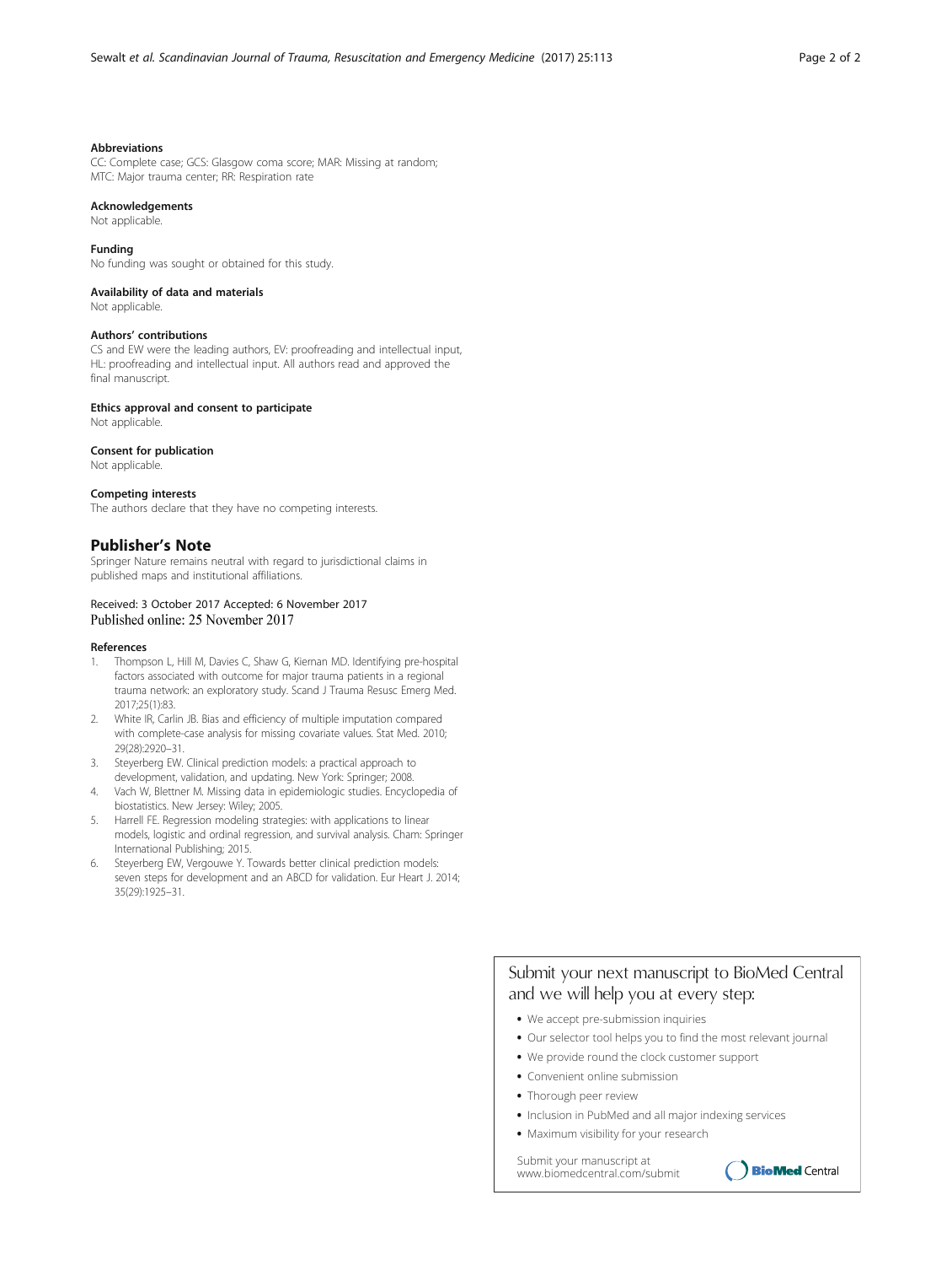### Abbreviations

CC: Complete case; GCS: Glasgow coma score; MAR: Missing at random; MTC: Major trauma center; RR: Respiration rate

### Acknowledgements

Not applicable.

### Funding

No funding was sought or obtained for this study.

### Availability of data and materials

Not applicable.

### Authors' contributions

CS and EW were the leading authors, EV: proofreading and intellectual input, HL: proofreading and intellectual input. All authors read and approved the final manuscript.

### Ethics approval and consent to participate

Not applicable.

### Consent for publication

Not applicable.

### Competing interests

The authors declare that they have no competing interests.

## Publisher's Note

Springer Nature remains neutral with regard to jurisdictional claims in published maps and institutional affiliations.

Received: 3 October 2017 Accepted: 6 November 2017
Published online: 25 November 2017

### References

1. Thompson L, Hill M, Davies C, Shaw G, Kiernan MD. Identifying pre-hospital factors associated with outcome for major trauma patients in a regional trauma network: an exploratory study. Scand J Trauma Resusc Emerg Med. 2017;25(1):83.
2. White IR, Carlin JB. Bias and efficiency of multiple imputation compared with complete-case analysis for missing covariate values. Stat Med. 2010; 29(28):2920–31.
3. Steyerberg EW. Clinical prediction models: a practical approach to development, validation, and updating. New York: Springer; 2008.
4. Vach W, Blettner M. Missing data in epidemiologic studies. Encyclopedia of biostatistics. New Jersey: Wiley; 2005.
5. Harrell FE. Regression modeling strategies: with applications to linear models, logistic and ordinal regression, and survival analysis. Cham: Springer International Publishing; 2015.
6. Steyerberg EW, Vergouwe Y. Towards better clinical prediction models: seven steps for development and an ABCD for validation. Eur Heart J. 2014; 35(29):1925–31.

Submit your next manuscript to BioMed Central and we will help you at every step:

- We accept pre-submission inquiries
- Our selector tool helps you to find the most relevant journal
- We provide round the clock customer support
- Convenient online submission
- Thorough peer review
- Inclusion in PubMed and all major indexing services
- Maximum visibility for your research

Submit your manuscript at
www.biomedcentral.com/submit

BioMed Central